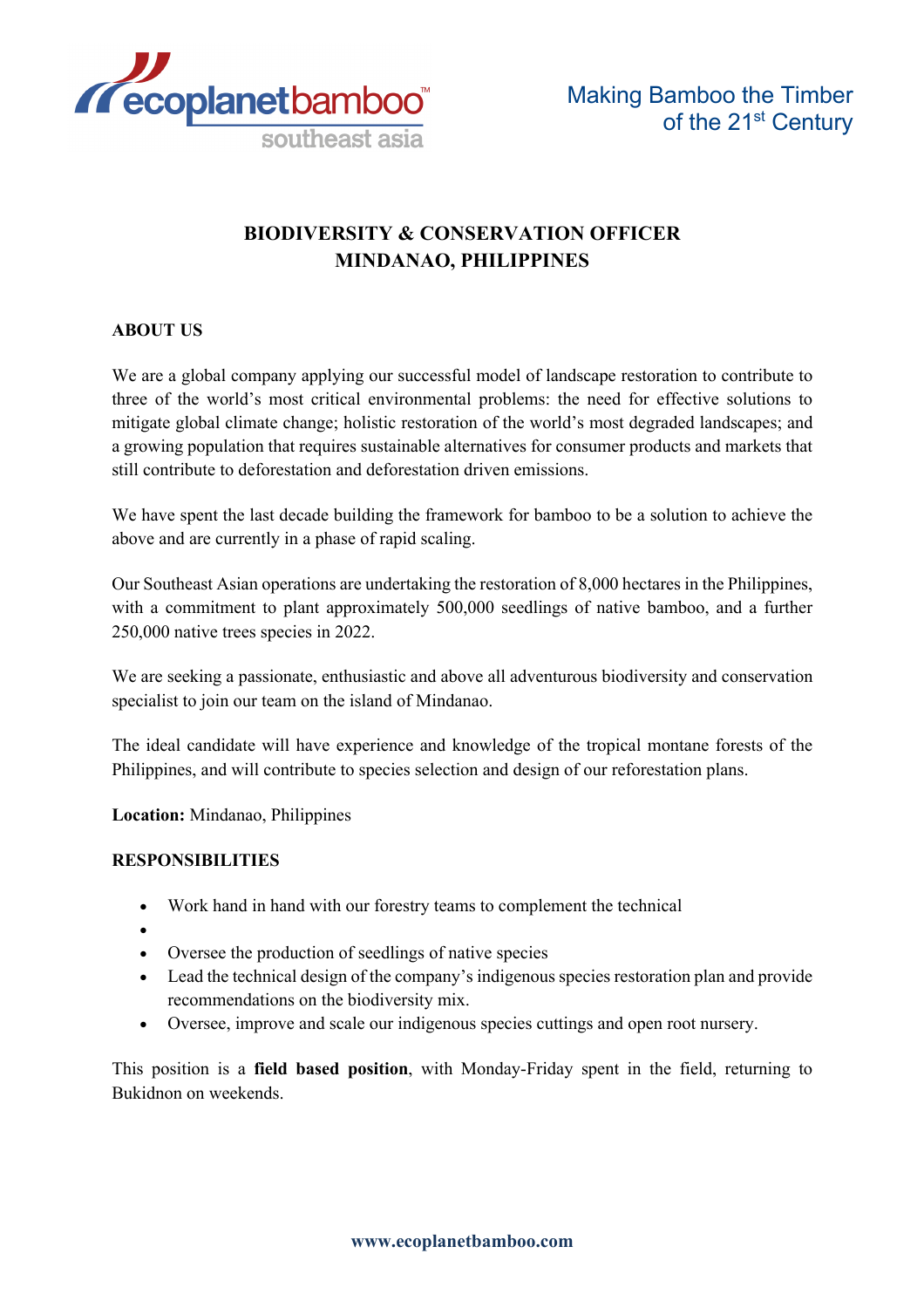Making Bamboo the Timber of the 21st Century

# BIODIVERSITY & CONSERVATION OFFICER
# MINDANAO, PHILIPPINES

## ABOUT US

We are a global company applying our successful model of landscape restoration to contribute to three of the world's most critical environmental problems: the need for effective solutions to mitigate global climate change; holistic restoration of the world's most degraded landscapes; and a growing population that requires sustainable alternatives for consumer products and markets that still contribute to deforestation and deforestation driven emissions.

We have spent the last decade building the framework for bamboo to be a solution to achieve the above and are currently in a phase of rapid scaling.

Our Southeast Asian operations are undertaking the restoration of 8,000 hectares in the Philippines, with a commitment to plant approximately 500,000 seedlings of native bamboo, and a further 250,000 native trees species in 2022.

We are seeking a passionate, enthusiastic and above all adventurous biodiversity and conservation specialist to join our team on the island of Mindanao.

The ideal candidate will have experience and knowledge of the tropical montane forests of the Philippines, and will contribute to species selection and design of our reforestation plans.

**Location:** Mindanao, Philippines

## RESPONSIBILITIES

- Work hand in hand with our forestry teams to complement the technical
- 
- Oversee the production of seedlings of native species
- Lead the technical design of the company's indigenous species restoration plan and provide recommendations on the biodiversity mix.
- Oversee, improve and scale our indigenous species cuttings and open root nursery.

This position is a **field based position**, with Monday-Friday spent in the field, returning to Bukidnon on weekends.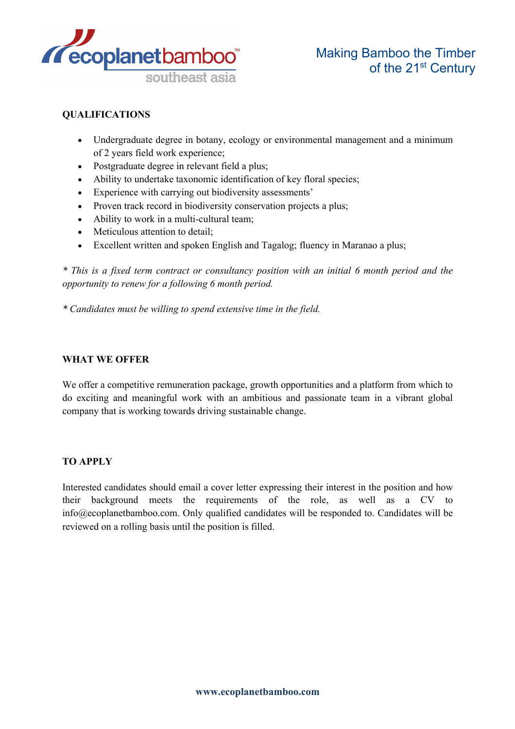## QUALIFICATIONS

- Undergraduate degree in botany, ecology or environmental management and a minimum of 2 years field work experience;
- Postgraduate degree in relevant field a plus;
- Ability to undertake taxonomic identification of key floral species;
- Experience with carrying out biodiversity assessments'
- Proven track record in biodiversity conservation projects a plus;
- Ability to work in a multi-cultural team;
- Meticulous attention to detail;
- Excellent written and spoken English and Tagalog; fluency in Maranao a plus;

*\* This is a fixed term contract or consultancy position with an initial 6 month period and the opportunity to renew for a following 6 month period.*

*\* Candidates must be willing to spend extensive time in the field.*

## WHAT WE OFFER

We offer a competitive remuneration package, growth opportunities and a platform from which to do exciting and meaningful work with an ambitious and passionate team in a vibrant global company that is working towards driving sustainable change.

## TO APPLY

Interested candidates should email a cover letter expressing their interest in the position and how their background meets the requirements of the role, as well as a CV to info@ecoplanetbamboo.com. Only qualified candidates will be responded to. Candidates will be reviewed on a rolling basis until the position is filled.